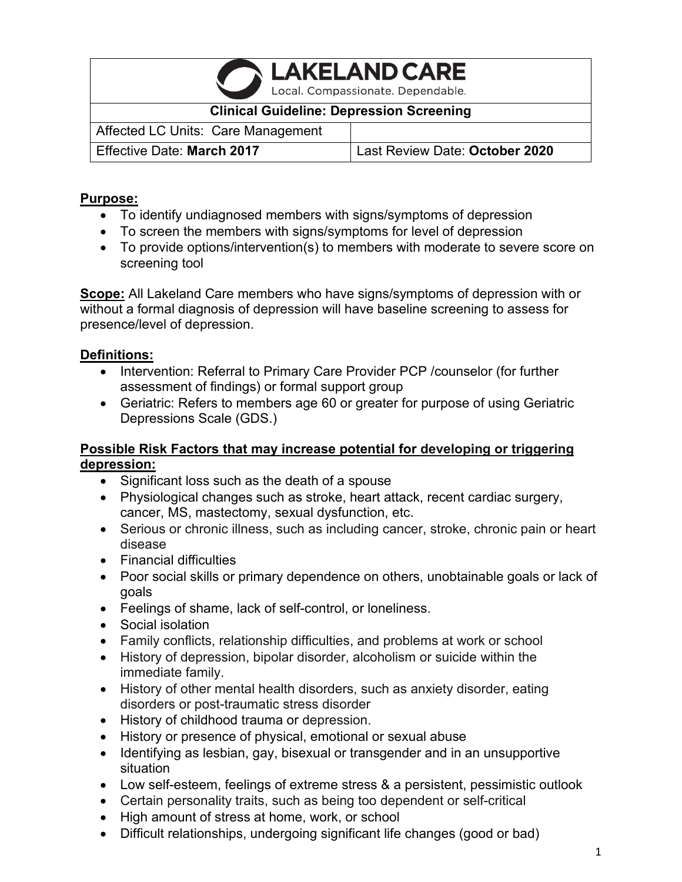| LAKELAND CARE<br>Local. Compassionate. Dependable. | |
|---|---|
| **Clinical Guideline: Depression Screening** | |
| Affected LC Units: Care Management | |
| Effective Date: **March 2017** | Last Review Date: **October 2020** |

**Purpose:**

- To identify undiagnosed members with signs/symptoms of depression
- To screen the members with signs/symptoms for level of depression
- To provide options/intervention(s) to members with moderate to severe score on screening tool

**Scope:** All Lakeland Care members who have signs/symptoms of depression with or without a formal diagnosis of depression will have baseline screening to assess for presence/level of depression.

**Definitions:**

- Intervention: Referral to Primary Care Provider PCP /counselor (for further assessment of findings) or formal support group
- Geriatric: Refers to members age 60 or greater for purpose of using Geriatric Depressions Scale (GDS.)

**Possible Risk Factors that may increase potential for developing or triggering depression:**

- Significant loss such as the death of a spouse
- Physiological changes such as stroke, heart attack, recent cardiac surgery, cancer, MS, mastectomy, sexual dysfunction, etc.
- Serious or chronic illness, such as including cancer, stroke, chronic pain or heart disease
- Financial difficulties
- Poor social skills or primary dependence on others, unobtainable goals or lack of goals
- Feelings of shame, lack of self-control, or loneliness.
- Social isolation
- Family conflicts, relationship difficulties, and problems at work or school
- History of depression, bipolar disorder, alcoholism or suicide within the immediate family.
- History of other mental health disorders, such as anxiety disorder, eating disorders or post-traumatic stress disorder
- History of childhood trauma or depression.
- History or presence of physical, emotional or sexual abuse
- Identifying as lesbian, gay, bisexual or transgender and in an unsupportive situation
- Low self-esteem, feelings of extreme stress & a persistent, pessimistic outlook
- Certain personality traits, such as being too dependent or self-critical
- High amount of stress at home, work, or school
- Difficult relationships, undergoing significant life changes (good or bad)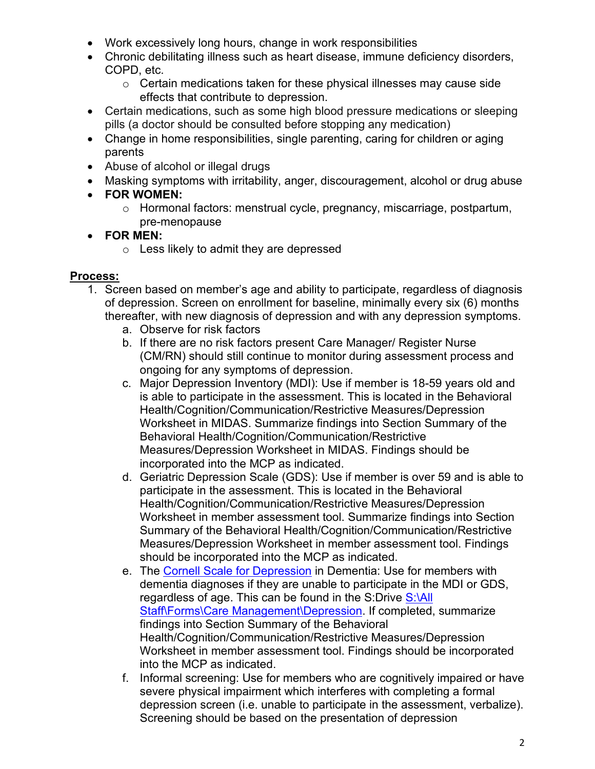- Work excessively long hours, change in work responsibilities
- Chronic debilitating illness such as heart disease, immune deficiency disorders, COPD, etc.
    - Certain medications taken for these physical illnesses may cause side effects that contribute to depression.
- Certain medications, such as some high blood pressure medications or sleeping pills (a doctor should be consulted before stopping any medication)
- Change in home responsibilities, single parenting, caring for children or aging parents
- Abuse of alcohol or illegal drugs
- Masking symptoms with irritability, anger, discouragement, alcohol or drug abuse
- **FOR WOMEN:**
    - Hormonal factors: menstrual cycle, pregnancy, miscarriage, postpartum, pre-menopause
- **FOR MEN:**
    - Less likely to admit they are depressed

**Process:**

1. Screen based on member's age and ability to participate, regardless of diagnosis of depression. Screen on enrollment for baseline, minimally every six (6) months thereafter, with new diagnosis of depression and with any depression symptoms.
    a. Observe for risk factors
    b. If there are no risk factors present Care Manager/ Register Nurse (CM/RN) should still continue to monitor during assessment process and ongoing for any symptoms of depression.
    c. Major Depression Inventory (MDI): Use if member is 18-59 years old and is able to participate in the assessment. This is located in the Behavioral Health/Cognition/Communication/Restrictive Measures/Depression Worksheet in MIDAS. Summarize findings into Section Summary of the Behavioral Health/Cognition/Communication/Restrictive Measures/Depression Worksheet in MIDAS. Findings should be incorporated into the MCP as indicated.
    d. Geriatric Depression Scale (GDS): Use if member is over 59 and is able to participate in the assessment. This is located in the Behavioral Health/Cognition/Communication/Restrictive Measures/Depression Worksheet in member assessment tool. Summarize findings into Section Summary of the Behavioral Health/Cognition/Communication/Restrictive Measures/Depression Worksheet in member assessment tool. Findings should be incorporated into the MCP as indicated.
    e. The Cornell Scale for Depression in Dementia: Use for members with dementia diagnoses if they are unable to participate in the MDI or GDS, regardless of age. This can be found in the S:Drive S:\All Staff\Forms\Care Management\Depression. If completed, summarize findings into Section Summary of the Behavioral Health/Cognition/Communication/Restrictive Measures/Depression Worksheet in member assessment tool. Findings should be incorporated into the MCP as indicated.
    f. Informal screening: Use for members who are cognitively impaired or have severe physical impairment which interferes with completing a formal depression screen (i.e. unable to participate in the assessment, verbalize). Screening should be based on the presentation of depression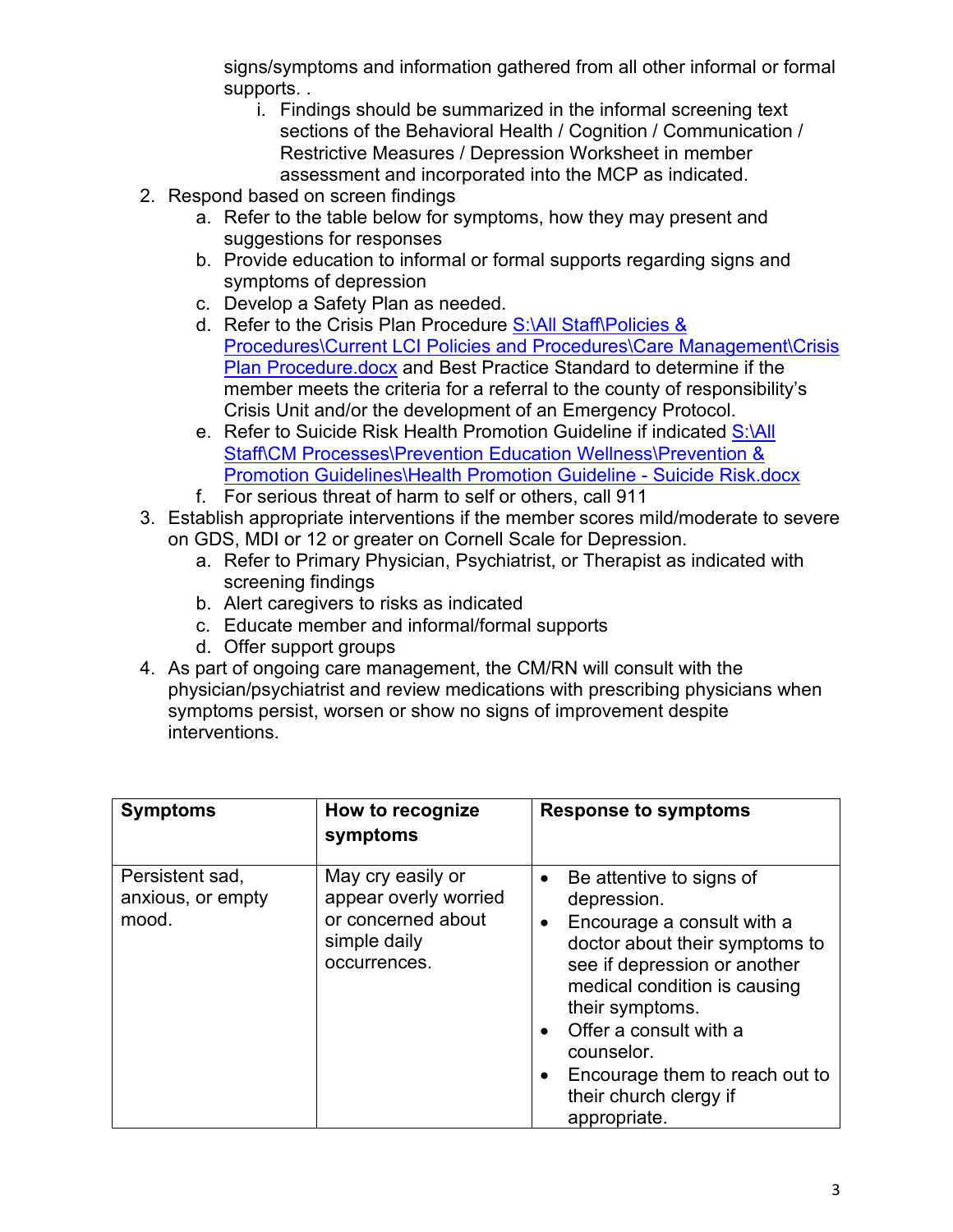signs/symptoms and information gathered from all other informal or formal supports. .

   i. Findings should be summarized in the informal screening text sections of the Behavioral Health / Cognition / Communication / Restrictive Measures / Depression Worksheet in member assessment and incorporated into the MCP as indicated.

2. Respond based on screen findings
   a. Refer to the table below for symptoms, how they may present and suggestions for responses
   b. Provide education to informal or formal supports regarding signs and symptoms of depression
   c. Develop a Safety Plan as needed.
   d. Refer to the Crisis Plan Procedure [S:\All Staff\Policies & Procedures\Current LCI Policies and Procedures\Care Management\Crisis Plan Procedure.docx] and Best Practice Standard to determine if the member meets the criteria for a referral to the county of responsibility's Crisis Unit and/or the development of an Emergency Protocol.
   e. Refer to Suicide Risk Health Promotion Guideline if indicated [S:\All Staff\CM Processes\Prevention Education Wellness\Prevention & Promotion Guidelines\Health Promotion Guideline - Suicide Risk.docx]
   f. For serious threat of harm to self or others, call 911
3. Establish appropriate interventions if the member scores mild/moderate to severe on GDS, MDI or 12 or greater on Cornell Scale for Depression.
   a. Refer to Primary Physician, Psychiatrist, or Therapist as indicated with screening findings
   b. Alert caregivers to risks as indicated
   c. Educate member and informal/formal supports
   d. Offer support groups
4. As part of ongoing care management, the CM/RN will consult with the physician/psychiatrist and review medications with prescribing physicians when symptoms persist, worsen or show no signs of improvement despite interventions.

| **Symptoms** | **How to recognize symptoms** | **Response to symptoms** |
|---|---|---|
| Persistent sad, anxious, or empty mood. | May cry easily or appear overly worried or concerned about simple daily occurrences. | • Be attentive to signs of depression.<br>• Encourage a consult with a doctor about their symptoms to see if depression or another medical condition is causing their symptoms.<br>• Offer a consult with a counselor.<br>• Encourage them to reach out to their church clergy if appropriate. |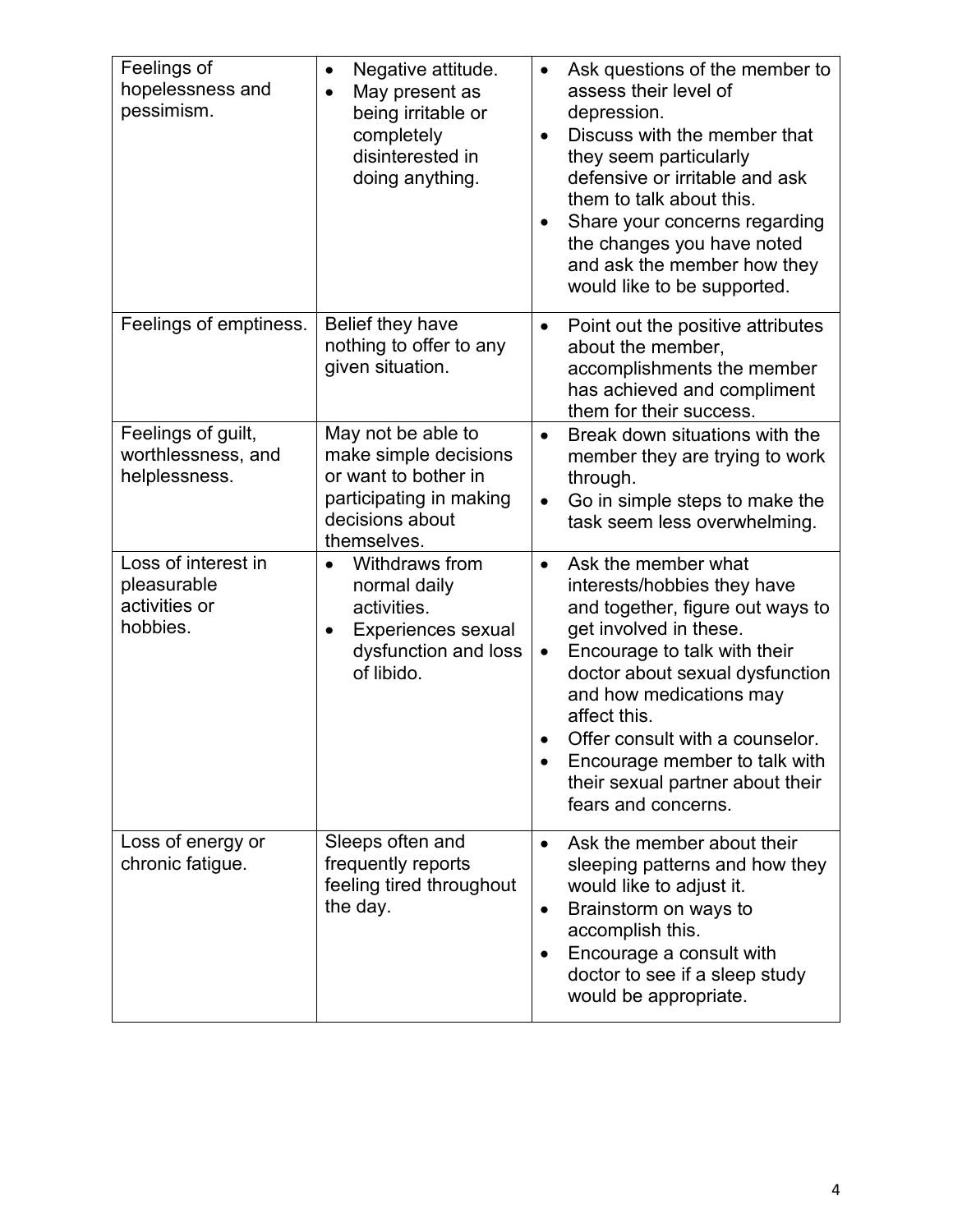| Feelings of hopelessness and pessimism. | • Negative attitude.<br>• May present as being irritable or completely disinterested in doing anything. | • Ask questions of the member to assess their level of depression.<br>• Discuss with the member that they seem particularly defensive or irritable and ask them to talk about this.<br>• Share your concerns regarding the changes you have noted and ask the member how they would like to be supported. |
|---|---|---|
| Feelings of emptiness. | Belief they have nothing to offer to any given situation. | • Point out the positive attributes about the member, accomplishments the member has achieved and compliment them for their success. |
| Feelings of guilt, worthlessness, and helplessness. | May not be able to make simple decisions or want to bother in participating in making decisions about themselves. | • Break down situations with the member they are trying to work through.<br>• Go in simple steps to make the task seem less overwhelming. |
| Loss of interest in pleasurable activities or hobbies. | • Withdraws from normal daily activities.<br>• Experiences sexual dysfunction and loss of libido. | • Ask the member what interests/hobbies they have and together, figure out ways to get involved in these.<br>• Encourage to talk with their doctor about sexual dysfunction and how medications may affect this.<br>• Offer consult with a counselor.<br>• Encourage member to talk with their sexual partner about their fears and concerns. |
| Loss of energy or chronic fatigue. | Sleeps often and frequently reports feeling tired throughout the day. | • Ask the member about their sleeping patterns and how they would like to adjust it.<br>• Brainstorm on ways to accomplish this.<br>• Encourage a consult with doctor to see if a sleep study would be appropriate. |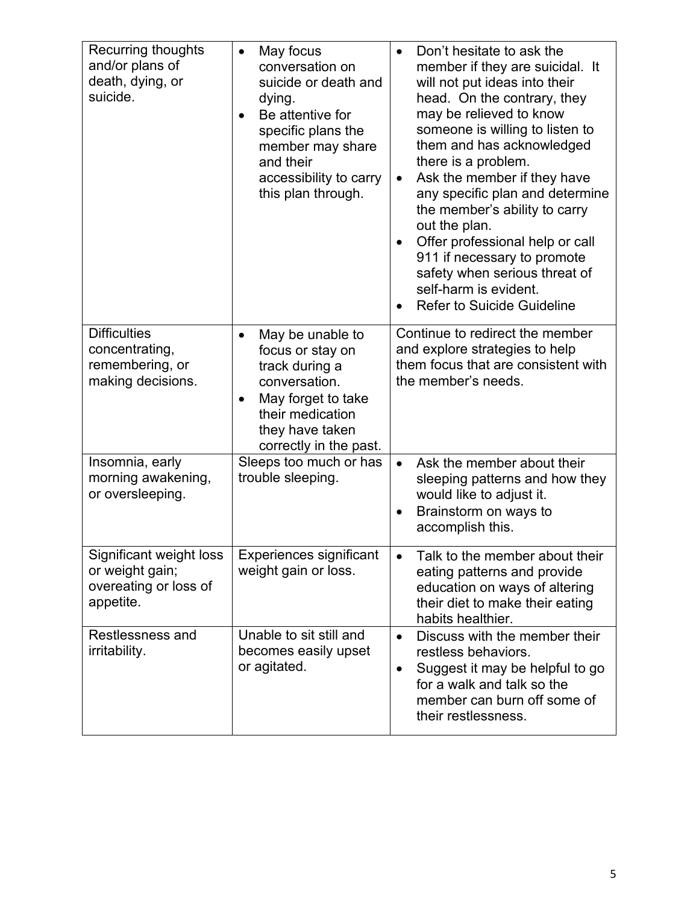| | | |
|---|---|---|
| Recurring thoughts and/or plans of death, dying, or suicide. | • May focus conversation on suicide or death and dying.<br>• Be attentive for specific plans the member may share and their accessibility to carry this plan through. | • Don't hesitate to ask the member if they are suicidal. It will not put ideas into their head. On the contrary, they may be relieved to know someone is willing to listen to them and has acknowledged there is a problem.<br>• Ask the member if they have any specific plan and determine the member's ability to carry out the plan.<br>• Offer professional help or call 911 if necessary to promote safety when serious threat of self-harm is evident.<br>• Refer to Suicide Guideline |
| Difficulties concentrating, remembering, or making decisions. | • May be unable to focus or stay on track during a conversation.<br>• May forget to take their medication they have taken correctly in the past. | Continue to redirect the member and explore strategies to help them focus that are consistent with the member's needs. |
| Insomnia, early morning awakening, or oversleeping. | Sleeps too much or has trouble sleeping. | • Ask the member about their sleeping patterns and how they would like to adjust it.<br>• Brainstorm on ways to accomplish this. |
| Significant weight loss or weight gain; overeating or loss of appetite. | Experiences significant weight gain or loss. | • Talk to the member about their eating patterns and provide education on ways of altering their diet to make their eating habits healthier. |
| Restlessness and irritability. | Unable to sit still and becomes easily upset or agitated. | • Discuss with the member their restless behaviors.<br>• Suggest it may be helpful to go for a walk and talk so the member can burn off some of their restlessness. |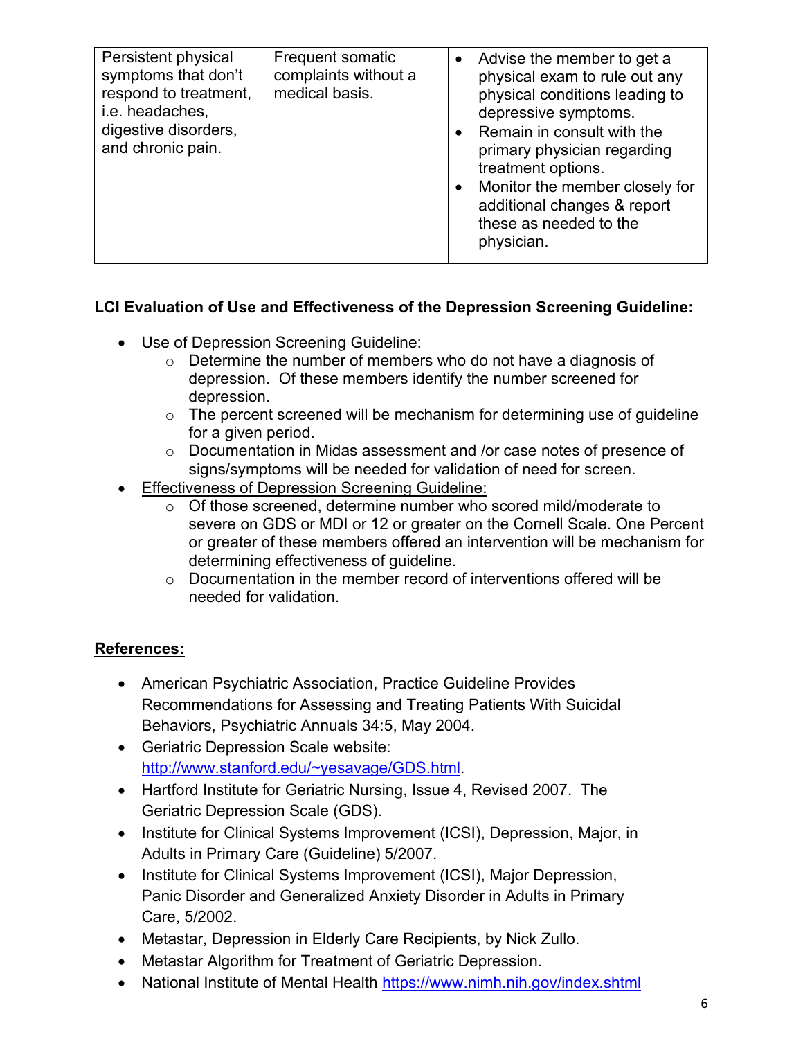| Persistent physical symptoms that don't respond to treatment, i.e. headaches, digestive disorders, and chronic pain. | Frequent somatic complaints without a medical basis. | • Advise the member to get a physical exam to rule out any physical conditions leading to depressive symptoms.<br>• Remain in consult with the primary physician regarding treatment options.<br>• Monitor the member closely for additional changes & report these as needed to the physician. |
|---|---|---|

**LCI Evaluation of Use and Effectiveness of the Depression Screening Guideline:**

- Use of Depression Screening Guideline:
  - Determine the number of members who do not have a diagnosis of depression. Of these members identify the number screened for depression.
  - The percent screened will be mechanism for determining use of guideline for a given period.
  - Documentation in Midas assessment and /or case notes of presence of signs/symptoms will be needed for validation of need for screen.
- Effectiveness of Depression Screening Guideline:
  - Of those screened, determine number who scored mild/moderate to severe on GDS or MDI or 12 or greater on the Cornell Scale. One Percent or greater of these members offered an intervention will be mechanism for determining effectiveness of guideline.
  - Documentation in the member record of interventions offered will be needed for validation.

**References:**

- American Psychiatric Association, Practice Guideline Provides Recommendations for Assessing and Treating Patients With Suicidal Behaviors, Psychiatric Annals 34:5, May 2004.
- Geriatric Depression Scale website: http://www.stanford.edu/~yesavage/GDS.html.
- Hartford Institute for Geriatric Nursing, Issue 4, Revised 2007. The Geriatric Depression Scale (GDS).
- Institute for Clinical Systems Improvement (ICSI), Depression, Major, in Adults in Primary Care (Guideline) 5/2007.
- Institute for Clinical Systems Improvement (ICSI), Major Depression, Panic Disorder and Generalized Anxiety Disorder in Adults in Primary Care, 5/2002.
- Metastar, Depression in Elderly Care Recipients, by Nick Zullo.
- Metastar Algorithm for Treatment of Geriatric Depression.
- National Institute of Mental Health https://www.nimh.nih.gov/index.shtml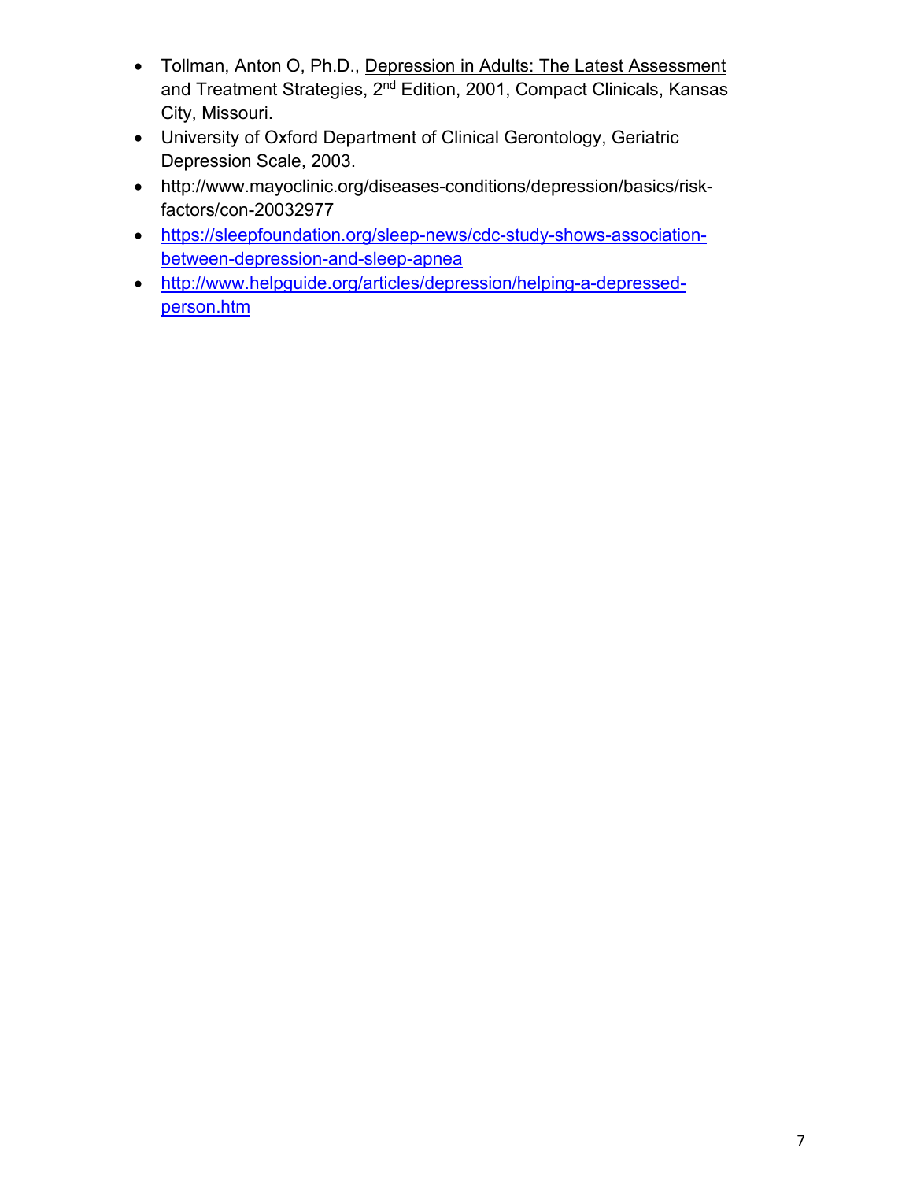- Tollman, Anton O, Ph.D., Depression in Adults: The Latest Assessment and Treatment Strategies, 2nd Edition, 2001, Compact Clinicals, Kansas City, Missouri.
- University of Oxford Department of Clinical Gerontology, Geriatric Depression Scale, 2003.
- http://www.mayoclinic.org/diseases-conditions/depression/basics/risk-factors/con-20032977
- https://sleepfoundation.org/sleep-news/cdc-study-shows-association-between-depression-and-sleep-apnea
- http://www.helpguide.org/articles/depression/helping-a-depressed-person.htm